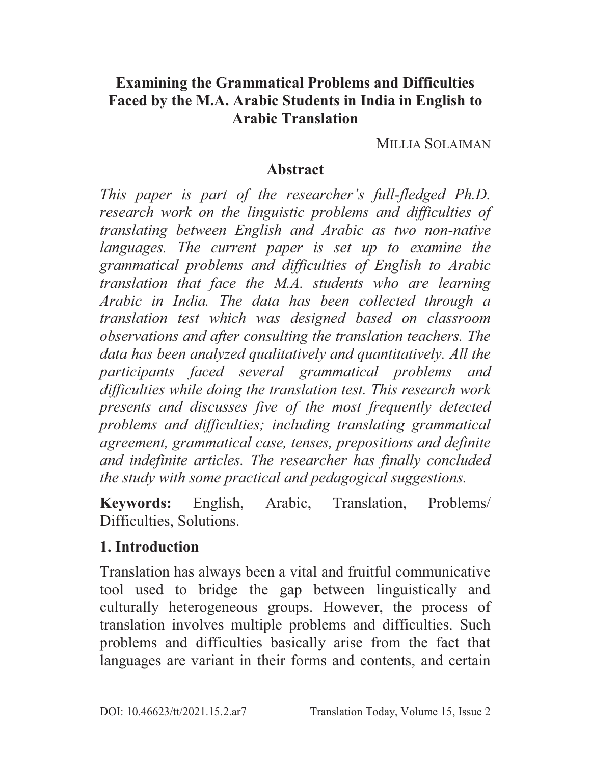# Examining the Grammatical Problems and Difficulties Faced by the M.A. Arabic Students in India in English to Arabic Translation

MILLIA SOLAIMAN

## Abstract

*This paper is part of the researcher's full-fledged Ph.D. research work on the linguistic problems and difficulties of translating between English and Arabic as two non-native languages. The current paper is set up to examine the grammatical problems and difficulties of English to Arabic translation that face the M.A. students who are learning Arabic in India. The data has been collected through a translation test which was designed based on classroom observations and after consulting the translation teachers. The data has been analyzed qualitatively and quantitatively. All the participants faced several grammatical problems and difficulties while doing the translation test. This research work presents and discusses five of the most frequently detected problems and difficulties; including translating grammatical agreement, grammatical case, tenses, prepositions and definite and indefinite articles. The researcher has finally concluded the study with some practical and pedagogical suggestions.*

**Keywords:** English, Arabic, Translation, Problems/ Difficulties, Solutions.

## 1. Introduction

Translation has always been a vital and fruitful communicative tool used to bridge the gap between linguistically and culturally heterogeneous groups. However, the process of translation involves multiple problems and difficulties. Such problems and difficulties basically arise from the fact that languages are variant in their forms and contents, and certain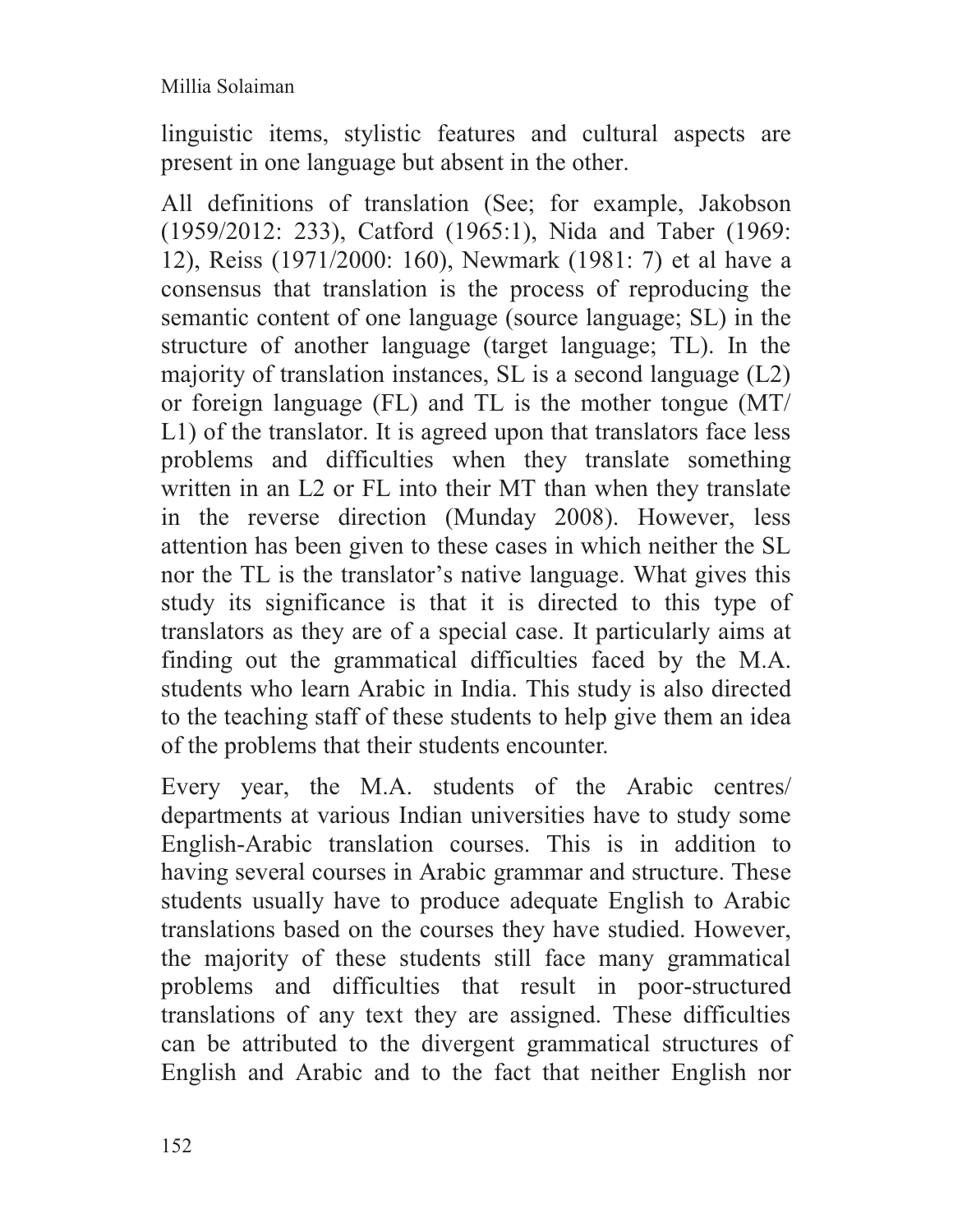linguistic items, stylistic features and cultural aspects are present in one language but absent in the other.

All definitions of translation (See; for example, Jakobson (1959/2012: 233), Catford (1965:1), Nida and Taber (1969: 12), Reiss (1971/2000: 160), Newmark (1981: 7) et al have a consensus that translation is the process of reproducing the semantic content of one language (source language; SL) in the structure of another language (target language; TL). In the majority of translation instances, SL is a second language (L2) or foreign language (FL) and TL is the mother tongue (MT/ L1) of the translator. It is agreed upon that translators face less problems and difficulties when they translate something written in an L2 or FL into their MT than when they translate in the reverse direction (Munday 2008). However, less attention has been given to these cases in which neither the SL nor the TL is the translator's native language. What gives this study its significance is that it is directed to this type of translators as they are of a special case. It particularly aims at finding out the grammatical difficulties faced by the M.A. students who learn Arabic in India. This study is also directed to the teaching staff of these students to help give them an idea of the problems that their students encounter.

Every year, the M.A. students of the Arabic centres/ departments at various Indian universities have to study some English-Arabic translation courses. This is in addition to having several courses in Arabic grammar and structure. These students usually have to produce adequate English to Arabic translations based on the courses they have studied. However, the majority of these students still face many grammatical problems and difficulties that result in poor-structured translations of any text they are assigned. These difficulties can be attributed to the divergent grammatical structures of English and Arabic and to the fact that neither English nor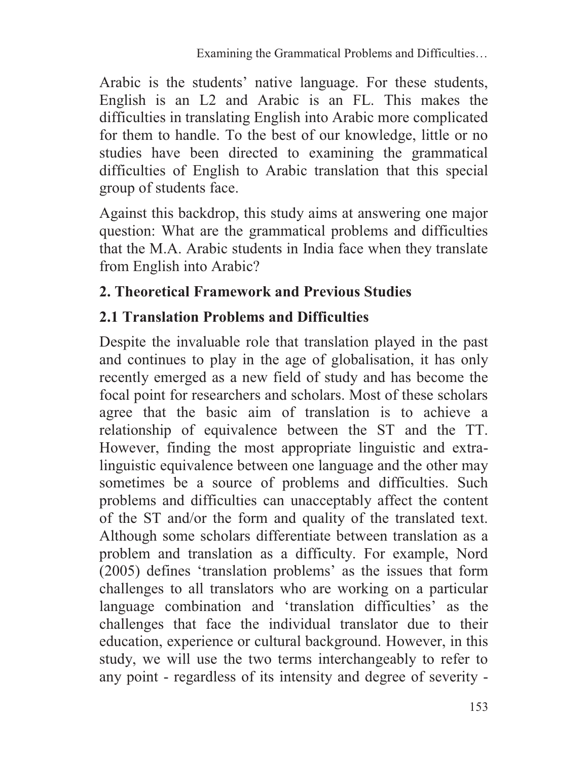Arabic is the students' native language. For these students, English is an L2 and Arabic is an FL. This makes the difficulties in translating English into Arabic more complicated for them to handle. To the best of our knowledge, little or no studies have been directed to examining the grammatical difficulties of English to Arabic translation that this special group of students face.

Against this backdrop, this study aims at answering one major question: What are the grammatical problems and difficulties that the M.A. Arabic students in India face when they translate from English into Arabic?

## 2. Theoretical Framework and Previous Studies

### 2.1 Translation Problems and Difficulties

Despite the invaluable role that translation played in the past and continues to play in the age of globalisation, it has only recently emerged as a new field of study and has become the focal point for researchers and scholars. Most of these scholars agree that the basic aim of translation is to achieve a relationship of equivalence between the ST and the TT. However, finding the most appropriate linguistic and extra-linguistic equivalence between one language and the other may sometimes be a source of problems and difficulties. Such problems and difficulties can unacceptably affect the content of the ST and/or the form and quality of the translated text. Although some scholars differentiate between translation as a problem and translation as a difficulty. For example, Nord (2005) defines 'translation problems' as the issues that form challenges to all translators who are working on a particular language combination and 'translation difficulties' as the challenges that face the individual translator due to their education, experience or cultural background. However, in this study, we will use the two terms interchangeably to refer to any point - regardless of its intensity and degree of severity -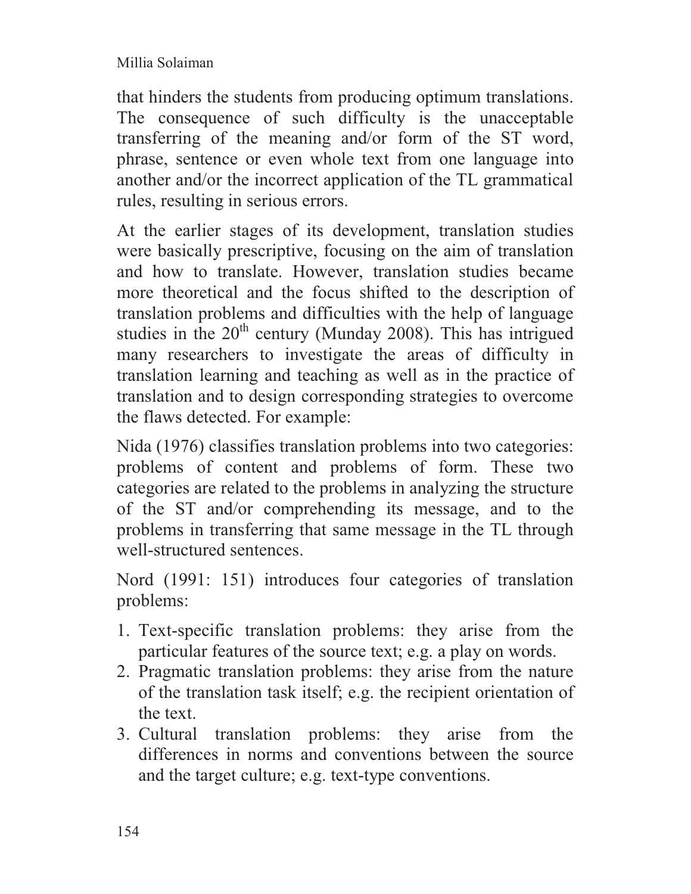that hinders the students from producing optimum translations. The consequence of such difficulty is the unacceptable transferring of the meaning and/or form of the ST word, phrase, sentence or even whole text from one language into another and/or the incorrect application of the TL grammatical rules, resulting in serious errors.

At the earlier stages of its development, translation studies were basically prescriptive, focusing on the aim of translation and how to translate. However, translation studies became more theoretical and the focus shifted to the description of translation problems and difficulties with the help of language studies in the 20th century (Munday 2008). This has intrigued many researchers to investigate the areas of difficulty in translation learning and teaching as well as in the practice of translation and to design corresponding strategies to overcome the flaws detected. For example:

Nida (1976) classifies translation problems into two categories: problems of content and problems of form. These two categories are related to the problems in analyzing the structure of the ST and/or comprehending its message, and to the problems in transferring that same message in the TL through well-structured sentences.

Nord (1991: 151) introduces four categories of translation problems:

1. Text-specific translation problems: they arise from the particular features of the source text; e.g. a play on words.
2. Pragmatic translation problems: they arise from the nature of the translation task itself; e.g. the recipient orientation of the text.
3. Cultural translation problems: they arise from the differences in norms and conventions between the source and the target culture; e.g. text-type conventions.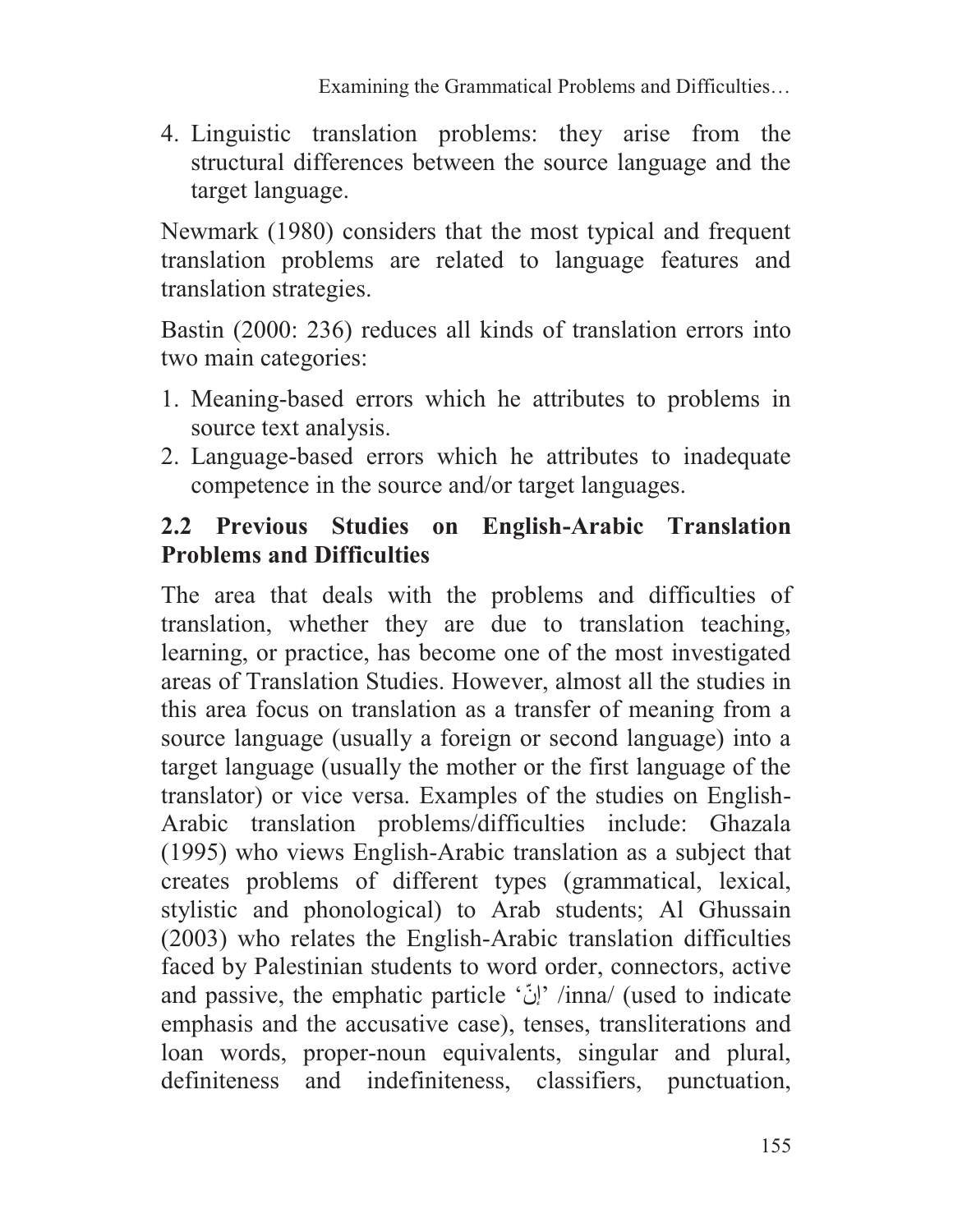4. Linguistic translation problems: they arise from the structural differences between the source language and the target language.

Newmark (1980) considers that the most typical and frequent translation problems are related to language features and translation strategies.

Bastin (2000: 236) reduces all kinds of translation errors into two main categories:

1. Meaning-based errors which he attributes to problems in source text analysis.
2. Language-based errors which he attributes to inadequate competence in the source and/or target languages.

## 2.2 Previous Studies on English-Arabic Translation Problems and Difficulties

The area that deals with the problems and difficulties of translation, whether they are due to translation teaching, learning, or practice, has become one of the most investigated areas of Translation Studies. However, almost all the studies in this area focus on translation as a transfer of meaning from a source language (usually a foreign or second language) into a target language (usually the mother or the first language of the translator) or vice versa. Examples of the studies on English-Arabic translation problems/difficulties include: Ghazala (1995) who views English-Arabic translation as a subject that creates problems of different types (grammatical, lexical, stylistic and phonological) to Arab students; Al Ghussain (2003) who relates the English-Arabic translation difficulties faced by Palestinian students to word order, connectors, active and passive, the emphatic particle 'إِنَّ' /inna/ (used to indicate emphasis and the accusative case), tenses, transliterations and loan words, proper-noun equivalents, singular and plural, definiteness and indefiniteness, classifiers, punctuation,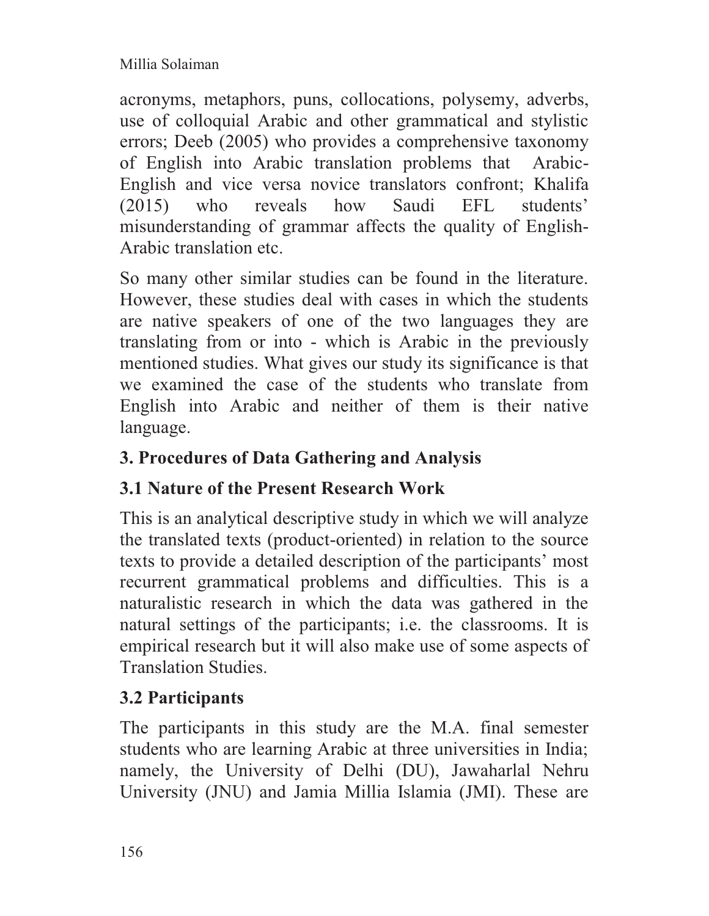acronyms, metaphors, puns, collocations, polysemy, adverbs, use of colloquial Arabic and other grammatical and stylistic errors; Deeb (2005) who provides a comprehensive taxonomy of English into Arabic translation problems that Arabic-English and vice versa novice translators confront; Khalifa (2015) who reveals how Saudi EFL students' misunderstanding of grammar affects the quality of English-Arabic translation etc.

So many other similar studies can be found in the literature. However, these studies deal with cases in which the students are native speakers of one of the two languages they are translating from or into - which is Arabic in the previously mentioned studies. What gives our study its significance is that we examined the case of the students who translate from English into Arabic and neither of them is their native language.

## 3. Procedures of Data Gathering and Analysis

### 3.1 Nature of the Present Research Work

This is an analytical descriptive study in which we will analyze the translated texts (product-oriented) in relation to the source texts to provide a detailed description of the participants' most recurrent grammatical problems and difficulties. This is a naturalistic research in which the data was gathered in the natural settings of the participants; i.e. the classrooms. It is empirical research but it will also make use of some aspects of Translation Studies.

### 3.2 Participants

The participants in this study are the M.A. final semester students who are learning Arabic at three universities in India; namely, the University of Delhi (DU), Jawaharlal Nehru University (JNU) and Jamia Millia Islamia (JMI). These are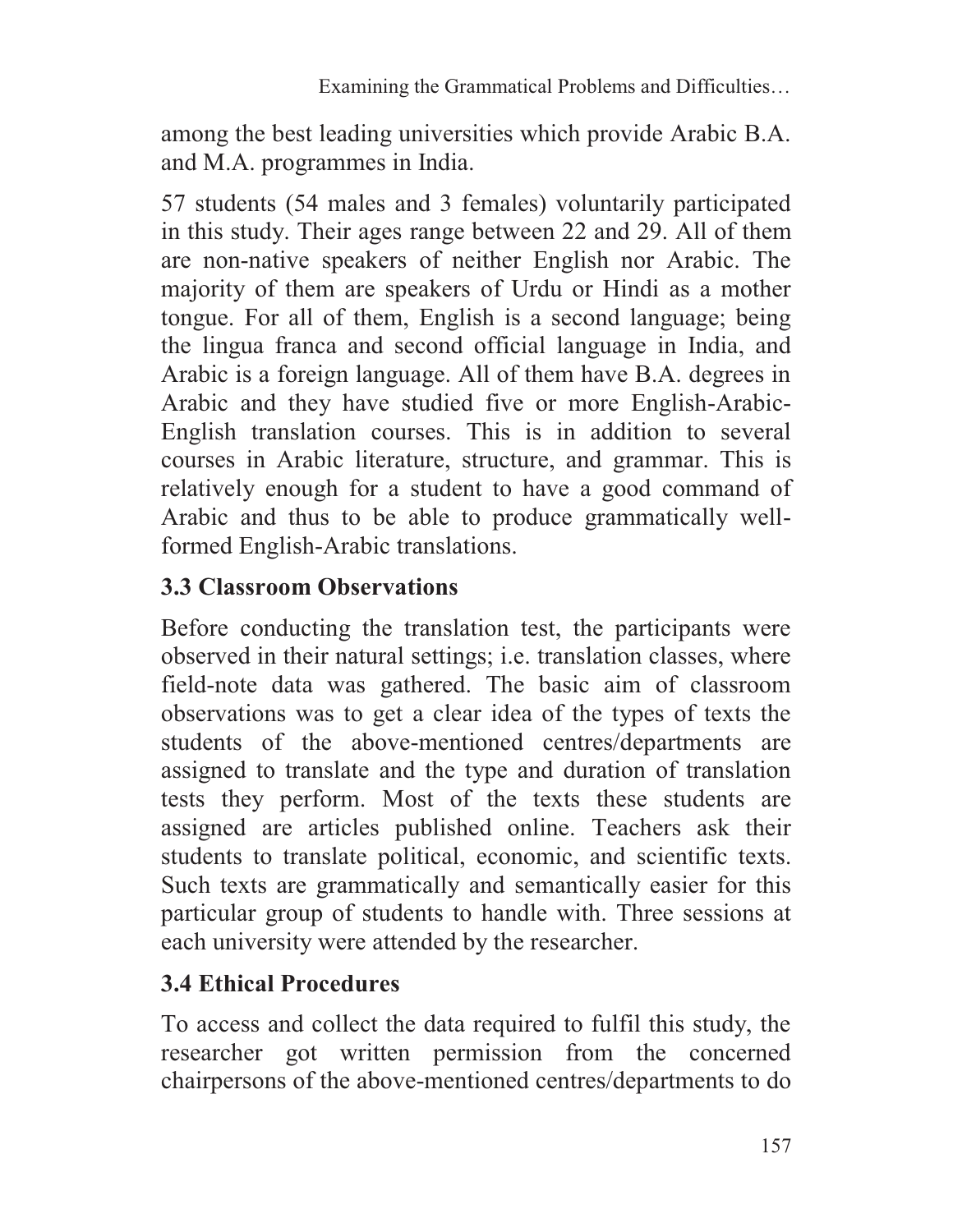among the best leading universities which provide Arabic B.A. and M.A. programmes in India.

57 students (54 males and 3 females) voluntarily participated in this study. Their ages range between 22 and 29. All of them are non-native speakers of neither English nor Arabic. The majority of them are speakers of Urdu or Hindi as a mother tongue. For all of them, English is a second language; being the lingua franca and second official language in India, and Arabic is a foreign language. All of them have B.A. degrees in Arabic and they have studied five or more English-Arabic-English translation courses. This is in addition to several courses in Arabic literature, structure, and grammar. This is relatively enough for a student to have a good command of Arabic and thus to be able to produce grammatically well-formed English-Arabic translations.

### 3.3 Classroom Observations

Before conducting the translation test, the participants were observed in their natural settings; i.e. translation classes, where field-note data was gathered. The basic aim of classroom observations was to get a clear idea of the types of texts the students of the above-mentioned centres/departments are assigned to translate and the type and duration of translation tests they perform. Most of the texts these students are assigned are articles published online. Teachers ask their students to translate political, economic, and scientific texts. Such texts are grammatically and semantically easier for this particular group of students to handle with. Three sessions at each university were attended by the researcher.

### 3.4 Ethical Procedures

To access and collect the data required to fulfil this study, the researcher got written permission from the concerned chairpersons of the above-mentioned centres/departments to do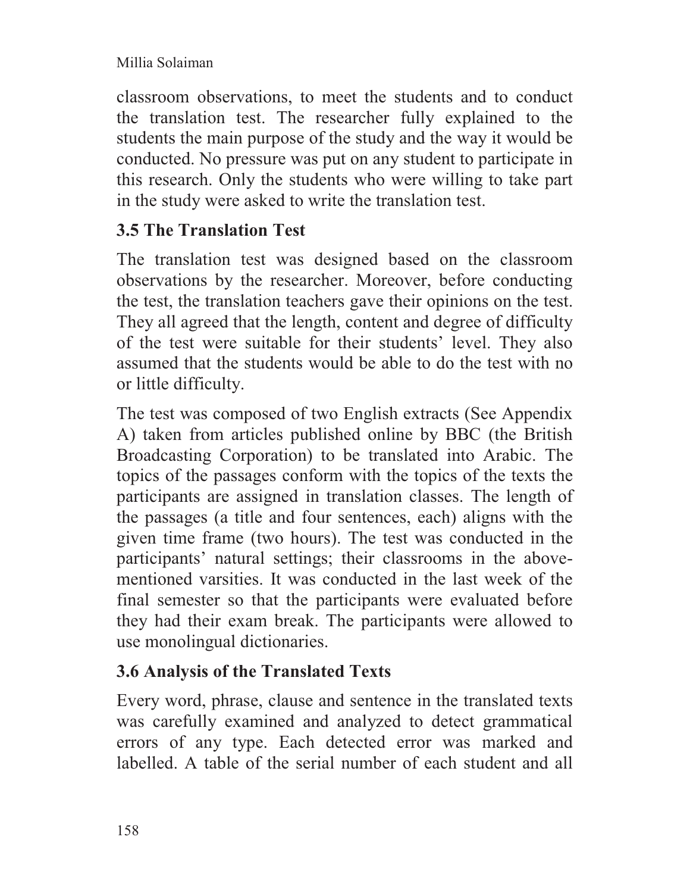classroom observations, to meet the students and to conduct the translation test. The researcher fully explained to the students the main purpose of the study and the way it would be conducted. No pressure was put on any student to participate in this research. Only the students who were willing to take part in the study were asked to write the translation test.

### 3.5 The Translation Test

The translation test was designed based on the classroom observations by the researcher. Moreover, before conducting the test, the translation teachers gave their opinions on the test. They all agreed that the length, content and degree of difficulty of the test were suitable for their students' level. They also assumed that the students would be able to do the test with no or little difficulty.

The test was composed of two English extracts (See Appendix A) taken from articles published online by BBC (the British Broadcasting Corporation) to be translated into Arabic. The topics of the passages conform with the topics of the texts the participants are assigned in translation classes. The length of the passages (a title and four sentences, each) aligns with the given time frame (two hours). The test was conducted in the participants' natural settings; their classrooms in the above-mentioned varsities. It was conducted in the last week of the final semester so that the participants were evaluated before they had their exam break. The participants were allowed to use monolingual dictionaries.

### 3.6 Analysis of the Translated Texts

Every word, phrase, clause and sentence in the translated texts was carefully examined and analyzed to detect grammatical errors of any type. Each detected error was marked and labelled. A table of the serial number of each student and all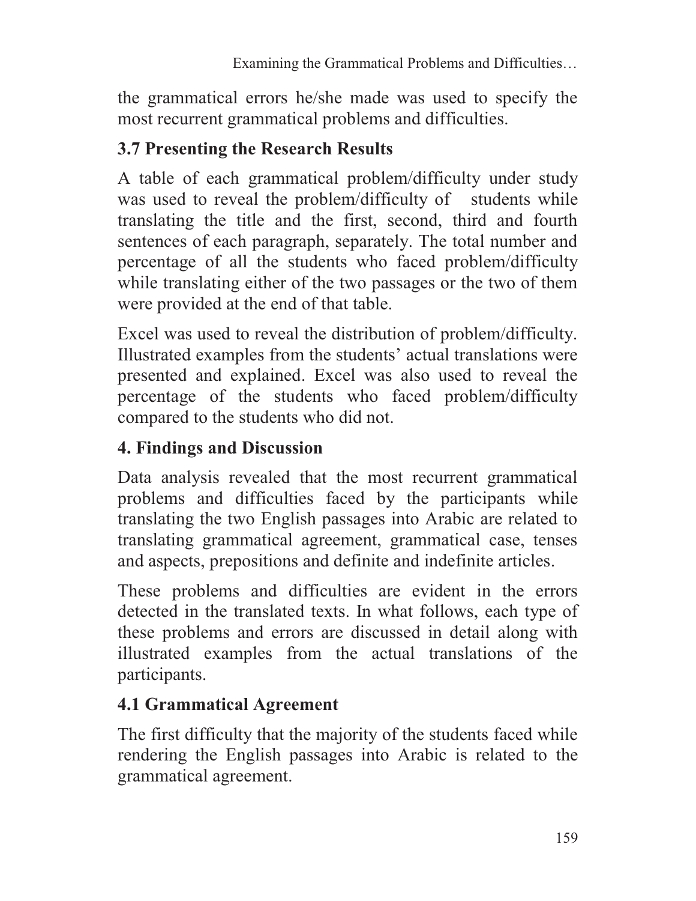the grammatical errors he/she made was used to specify the most recurrent grammatical problems and difficulties.

### 3.7 Presenting the Research Results

A table of each grammatical problem/difficulty under study was used to reveal the problem/difficulty of students while translating the title and the first, second, third and fourth sentences of each paragraph, separately. The total number and percentage of all the students who faced problem/difficulty while translating either of the two passages or the two of them were provided at the end of that table.

Excel was used to reveal the distribution of problem/difficulty. Illustrated examples from the students' actual translations were presented and explained. Excel was also used to reveal the percentage of the students who faced problem/difficulty compared to the students who did not.

## 4. Findings and Discussion

Data analysis revealed that the most recurrent grammatical problems and difficulties faced by the participants while translating the two English passages into Arabic are related to translating grammatical agreement, grammatical case, tenses and aspects, prepositions and definite and indefinite articles.

These problems and difficulties are evident in the errors detected in the translated texts. In what follows, each type of these problems and errors are discussed in detail along with illustrated examples from the actual translations of the participants.

### 4.1 Grammatical Agreement

The first difficulty that the majority of the students faced while rendering the English passages into Arabic is related to the grammatical agreement.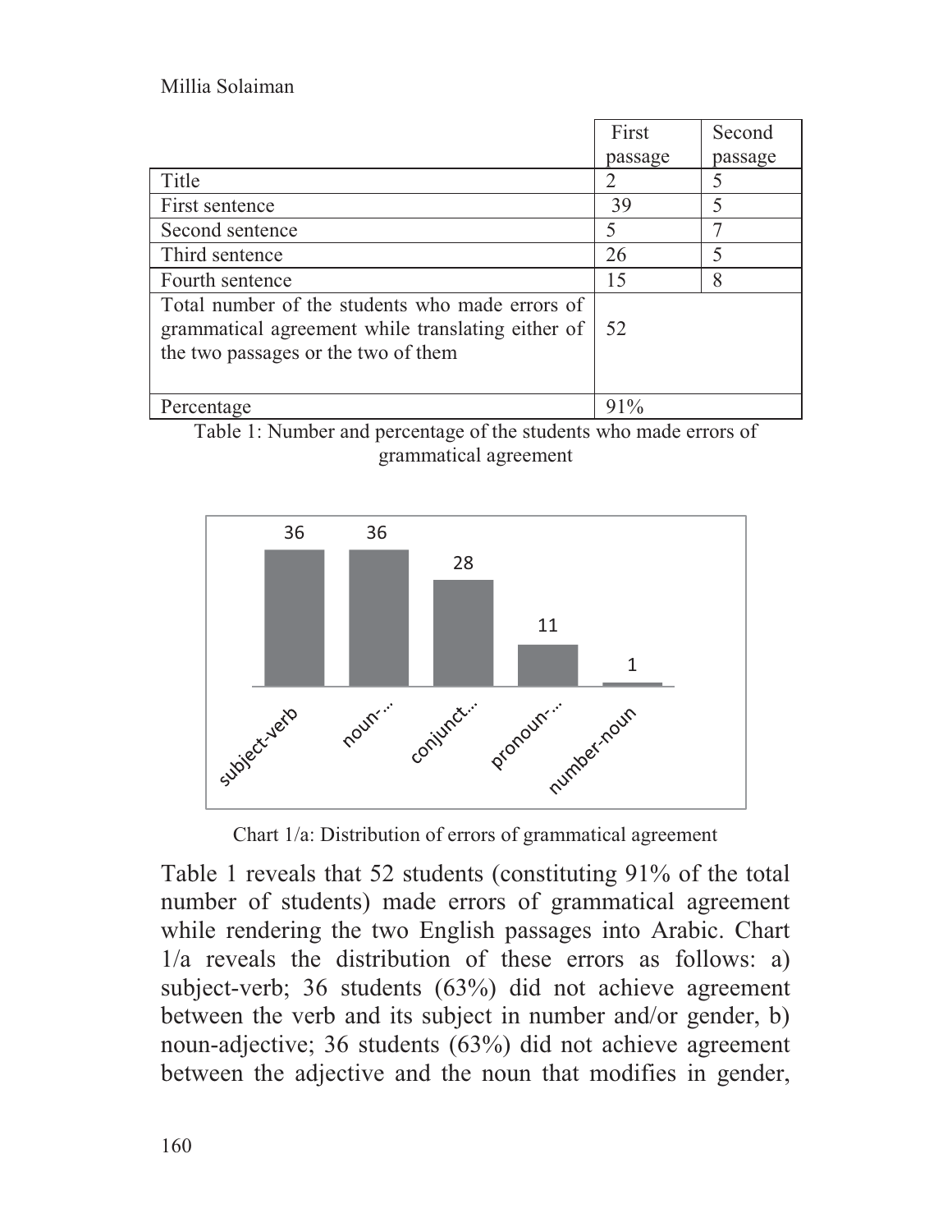| | First passage | Second passage |
|---|---|---|
| Title | 2 | 5 |
| First sentence | 39 | 5 |
| Second sentence | 5 | 7 |
| Third sentence | 26 | 5 |
| Fourth sentence | 15 | 8 |
| Total number of the students who made errors of grammatical agreement while translating either of the two passages or the two of them | 52 | |
| Percentage | 91% | |

Table 1: Number and percentage of the students who made errors of grammatical agreement

Chart 1/a: Distribution of errors of grammatical agreement

Table 1 reveals that 52 students (constituting 91% of the total number of students) made errors of grammatical agreement while rendering the two English passages into Arabic. Chart 1/a reveals the distribution of these errors as follows: a) subject-verb; 36 students (63%) did not achieve agreement between the verb and its subject in number and/or gender, b) noun-adjective; 36 students (63%) did not achieve agreement between the adjective and the noun that modifies in gender,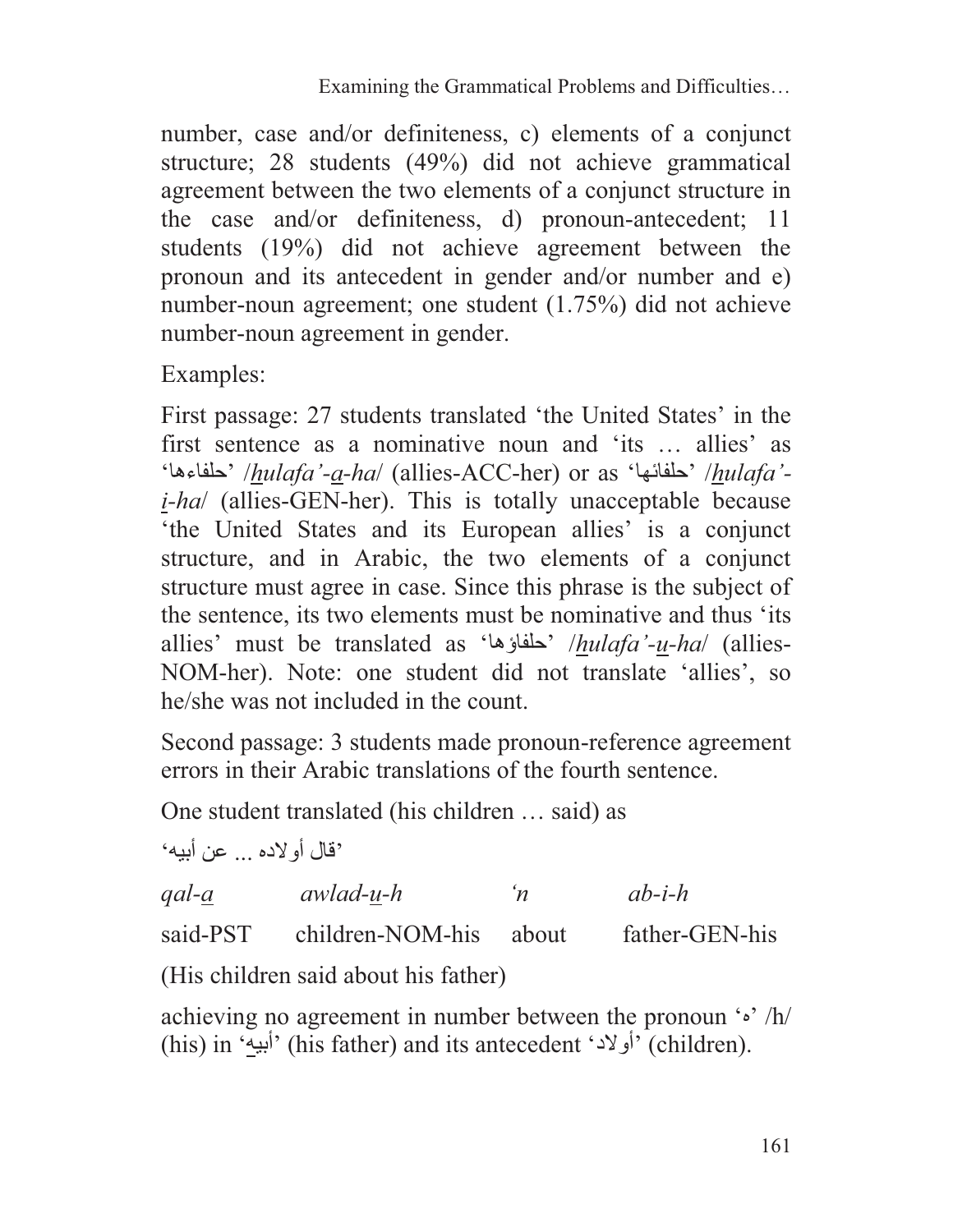number, case and/or definiteness, c) elements of a conjunct structure; 28 students (49%) did not achieve grammatical agreement between the two elements of a conjunct structure in the case and/or definiteness, d) pronoun-antecedent; 11 students (19%) did not achieve agreement between the pronoun and its antecedent in gender and/or number and e) number-noun agreement; one student (1.75%) did not achieve number-noun agreement in gender.

Examples:

First passage: 27 students translated 'the United States' in the first sentence as a nominative noun and 'its … allies' as 'حلفاءها' /*h̲ulafa'-a̲-ha*/ (allies-ACC-her) or as 'حلفائها' /*h̲ulafa'-i̲-ha*/ (allies-GEN-her). This is totally unacceptable because 'the United States and its European allies' is a conjunct structure, and in Arabic, the two elements of a conjunct structure must agree in case. Since this phrase is the subject of the sentence, its two elements must be nominative and thus 'its allies' must be translated as 'حلفاؤها' /*h̲ulafa'-u̲-ha*/ (allies-NOM-her). Note: one student did not translate 'allies', so he/she was not included in the count.

Second passage: 3 students made pronoun-reference agreement errors in their Arabic translations of the fourth sentence.

One student translated (his children … said) as

'قال أولاده ... عن أبيه'

| *qal-a̲* | *awlad-u̲-h* | *'n* | *ab-i-h* |
|---|---|---|---|
| said-PST | children-NOM-his | about | father-GEN-his |

(His children said about his father)

achieving no agreement in number between the pronoun 'ه' /h/ (his) in 'أبيه' (his father) and its antecedent 'أولاد' (children).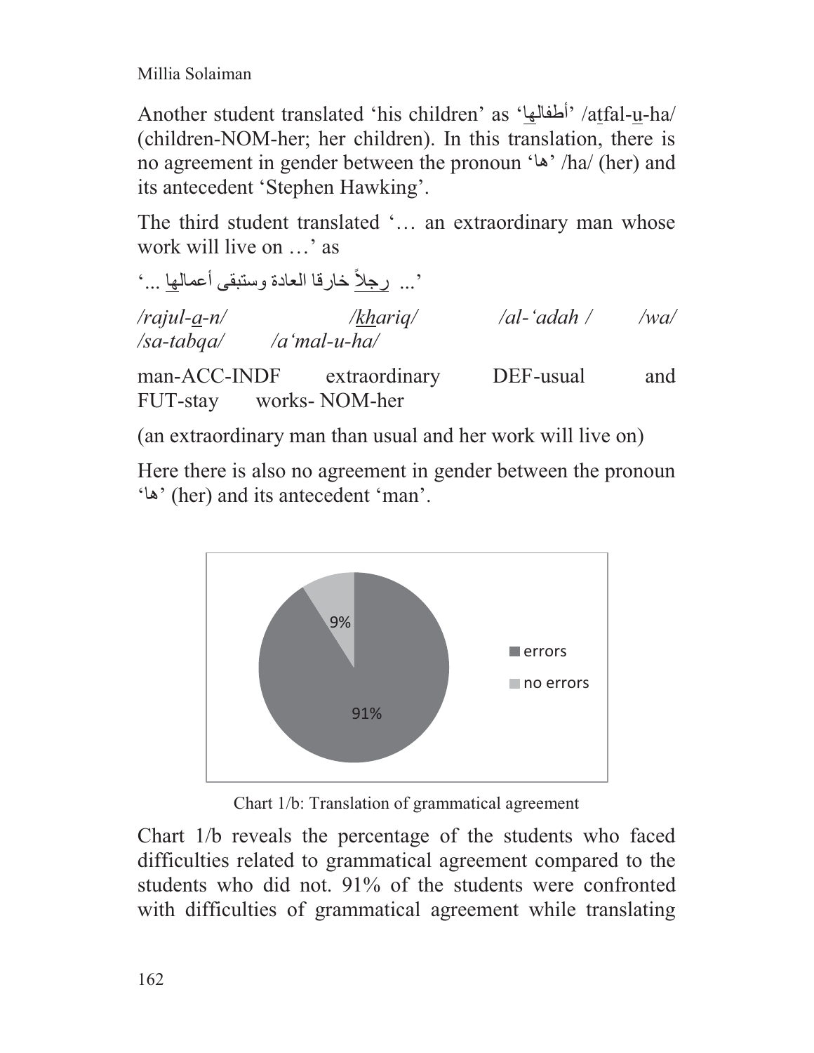Another student translated 'his children' as 'أطفالها' /aṯfal-u-ha/ (children-NOM-her; her children). In this translation, there is no agreement in gender between the pronoun 'ها' /ha/ (her) and its antecedent 'Stephen Hawking'.

The third student translated '… an extraordinary man whose work will live on …' as

'... رجلاً خارقا العادة وستبقى أعمالها ...'

*/rajul-a-n/ /khariq/ /al-'adah / /wa/ /sa-tabqa/ /a'mal-u-ha/*

man-ACC-INDF extraordinary DEF-usual and FUT-stay works- NOM-her

(an extraordinary man than usual and her work will live on)

Here there is also no agreement in gender between the pronoun 'ها' (her) and its antecedent 'man'.

| | Percentage |
|---|---|
| errors | 91% |
| no errors | 9% |

Chart 1/b: Translation of grammatical agreement

Chart 1/b reveals the percentage of the students who faced difficulties related to grammatical agreement compared to the students who did not. 91% of the students were confronted with difficulties of grammatical agreement while translating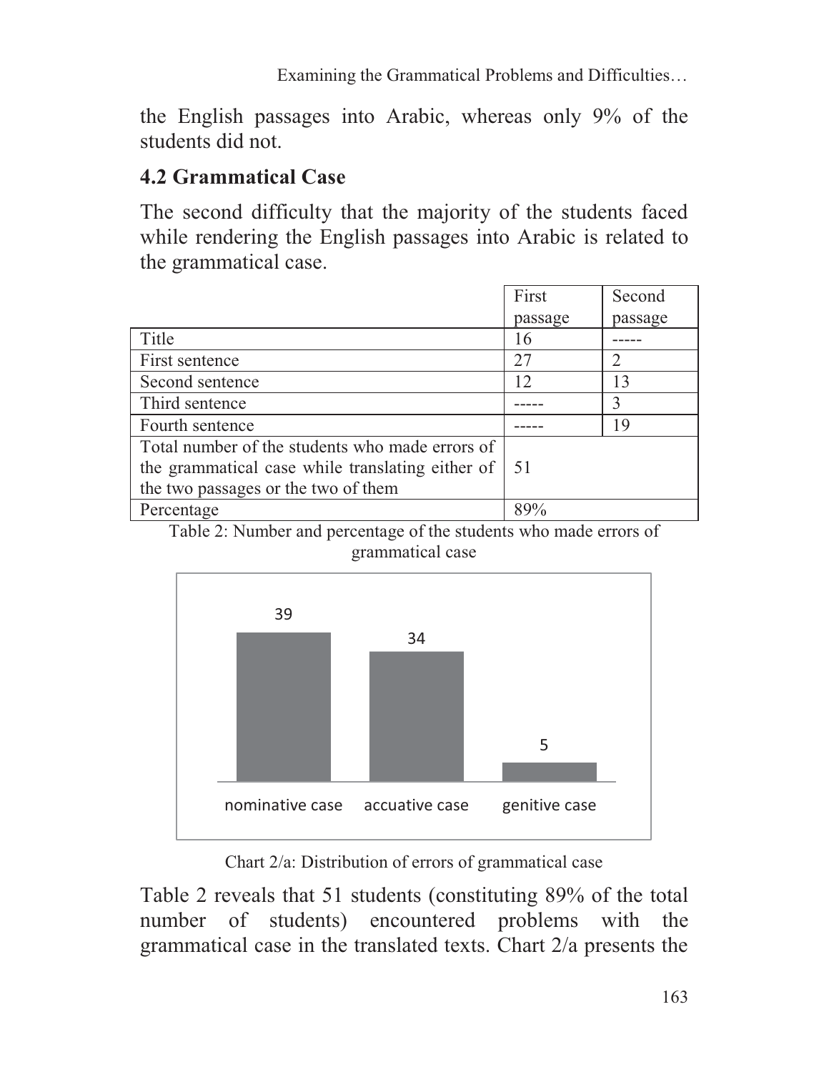the English passages into Arabic, whereas only 9% of the students did not.

## 4.2 Grammatical Case

The second difficulty that the majority of the students faced while rendering the English passages into Arabic is related to the grammatical case.

| | First passage | Second passage |
|---|---|---|
| Title | 16 | ----- |
| First sentence | 27 | 2 |
| Second sentence | 12 | 13 |
| Third sentence | ----- | 3 |
| Fourth sentence | ----- | 19 |
| Total number of the students who made errors of the grammatical case while translating either of the two passages or the two of them | 51 | |
| Percentage | 89% | |

Table 2: Number and percentage of the students who made errors of grammatical case

Chart 2/a: Distribution of errors of grammatical case

Table 2 reveals that 51 students (constituting 89% of the total number of students) encountered problems with the grammatical case in the translated texts. Chart 2/a presents the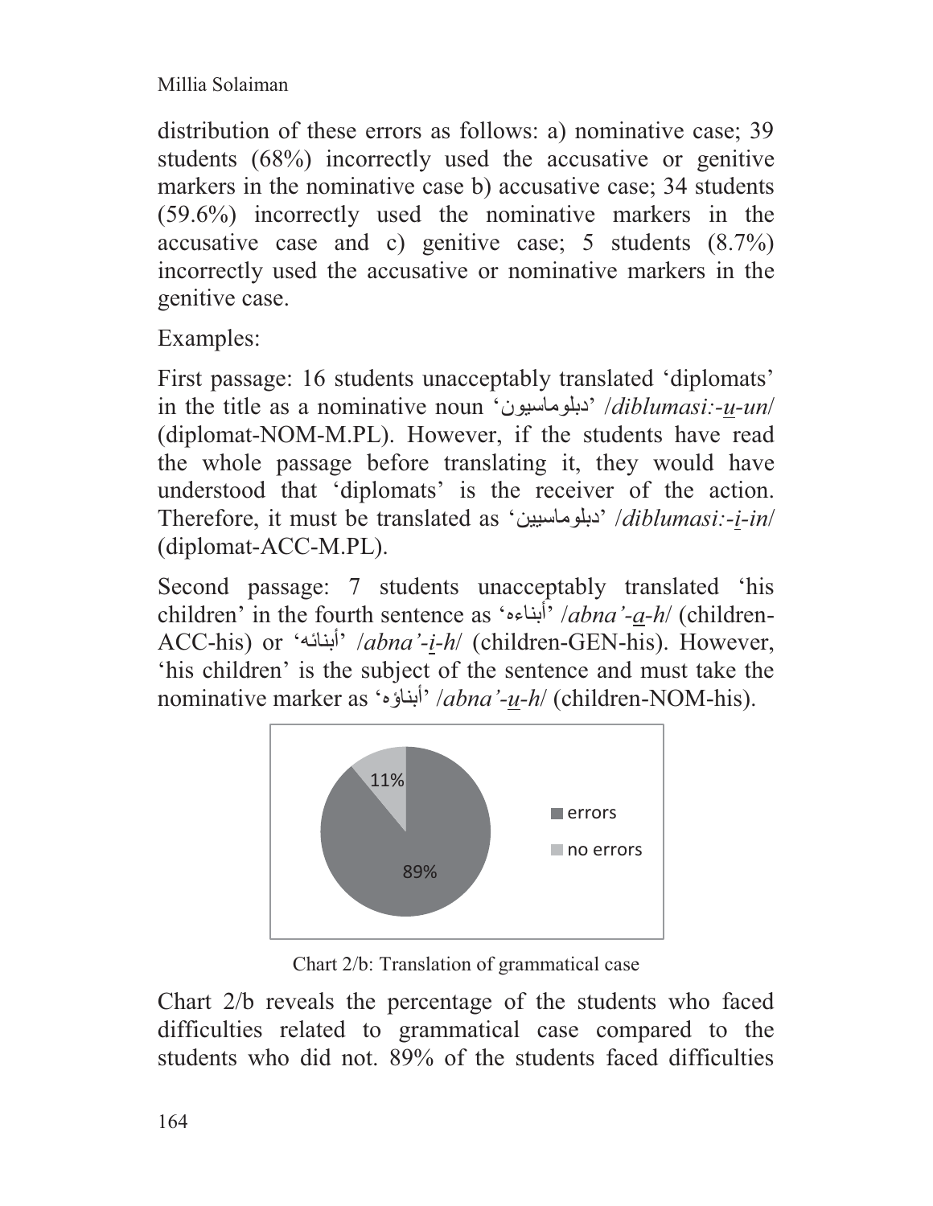distribution of these errors as follows: a) nominative case; 39 students (68%) incorrectly used the accusative or genitive markers in the nominative case b) accusative case; 34 students (59.6%) incorrectly used the nominative markers in the accusative case and c) genitive case; 5 students (8.7%) incorrectly used the accusative or nominative markers in the genitive case.

Examples:

First passage: 16 students unacceptably translated 'diplomats' in the title as a nominative noun 'دبلوماسيون' /*diblumasi:-u-un*/ (diplomat-NOM-M.PL). However, if the students have read the whole passage before translating it, they would have understood that 'diplomats' is the receiver of the action. Therefore, it must be translated as 'دبلوماسيين' /*diblumasi:-i-in*/ (diplomat-ACC-M.PL).

Second passage: 7 students unacceptably translated 'his children' in the fourth sentence as 'أبناءه' /*abna'-a-h*/ (children-ACC-his) or 'أبنائه' /*abna'-i-h*/ (children-GEN-his). However, 'his children' is the subject of the sentence and must take the nominative marker as 'أبناؤه' /*abna'-u-h*/ (children-NOM-his).

| | |
|---|---|
| errors | 89% |
| no errors | 11% |

Chart 2/b: Translation of grammatical case

Chart 2/b reveals the percentage of the students who faced difficulties related to grammatical case compared to the students who did not. 89% of the students faced difficulties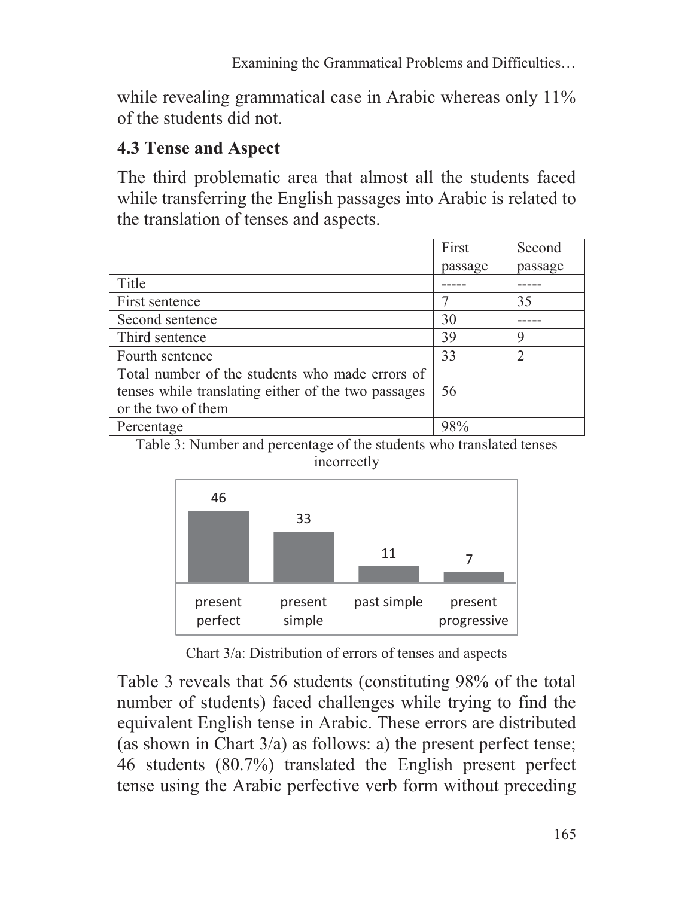while revealing grammatical case in Arabic whereas only 11% of the students did not.

### 4.3 Tense and Aspect

The third problematic area that almost all the students faced while transferring the English passages into Arabic is related to the translation of tenses and aspects.

| | First passage | Second passage |
|---|---|---|
| Title | ----- | ----- |
| First sentence | 7 | 35 |
| Second sentence | 30 | ----- |
| Third sentence | 39 | 9 |
| Fourth sentence | 33 | 2 |
| Total number of the students who made errors of tenses while translating either of the two passages or the two of them | 56 | |
| Percentage | 98% | |

Table 3: Number and percentage of the students who translated tenses incorrectly

Chart 3/a: Distribution of errors of tenses and aspects

Table 3 reveals that 56 students (constituting 98% of the total number of students) faced challenges while trying to find the equivalent English tense in Arabic. These errors are distributed (as shown in Chart 3/a) as follows: a) the present perfect tense; 46 students (80.7%) translated the English present perfect tense using the Arabic perfective verb form without preceding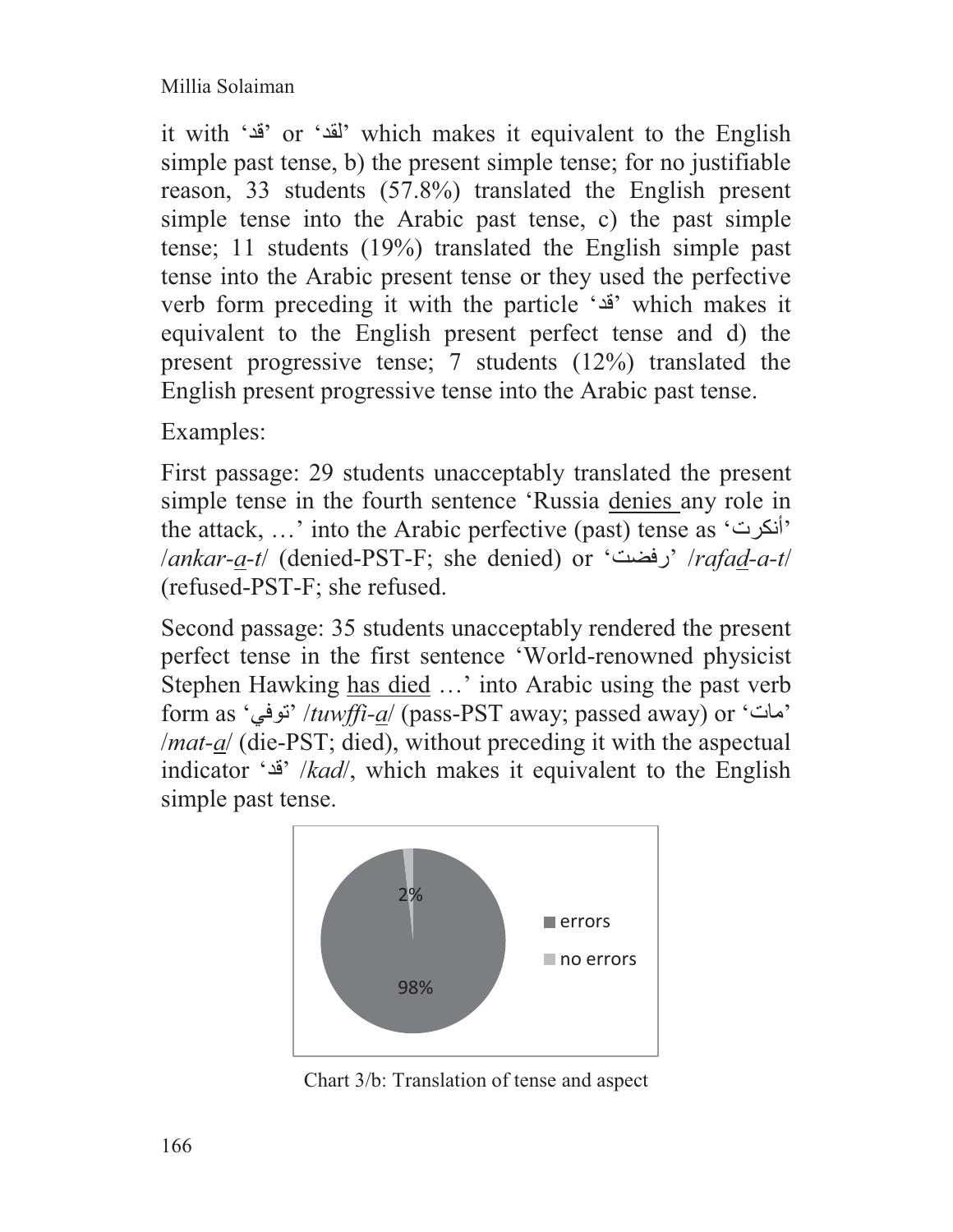it with 'قد' or 'لقد' which makes it equivalent to the English simple past tense, b) the present simple tense; for no justifiable reason, 33 students (57.8%) translated the English present simple tense into the Arabic past tense, c) the past simple tense; 11 students (19%) translated the English simple past tense into the Arabic present tense or they used the perfective verb form preceding it with the particle 'قد' which makes it equivalent to the English present perfect tense and d) the present progressive tense; 7 students (12%) translated the English present progressive tense into the Arabic past tense.

Examples:

First passage: 29 students unacceptably translated the present simple tense in the fourth sentence 'Russia <u>denies</u> any role in the attack, …' into the Arabic perfective (past) tense as 'أنكرت' /*ankar-a-t*/ (denied-PST-F; she denied) or 'رفضت' /*rafad-a-t*/ (refused-PST-F; she refused.

Second passage: 35 students unacceptably rendered the present perfect tense in the first sentence 'World-renowned physicist Stephen Hawking <u>has died</u> …' into Arabic using the past verb form as 'توفي' /*tuwffi-a*/ (pass-PST away; passed away) or 'مات' /*mat-a*/ (die-PST; died), without preceding it with the aspectual indicator 'قد' /*kad*/, which makes it equivalent to the English simple past tense.

| | |
|---|---|
| errors | 98% |
| no errors | 2% |

Chart 3/b: Translation of tense and aspect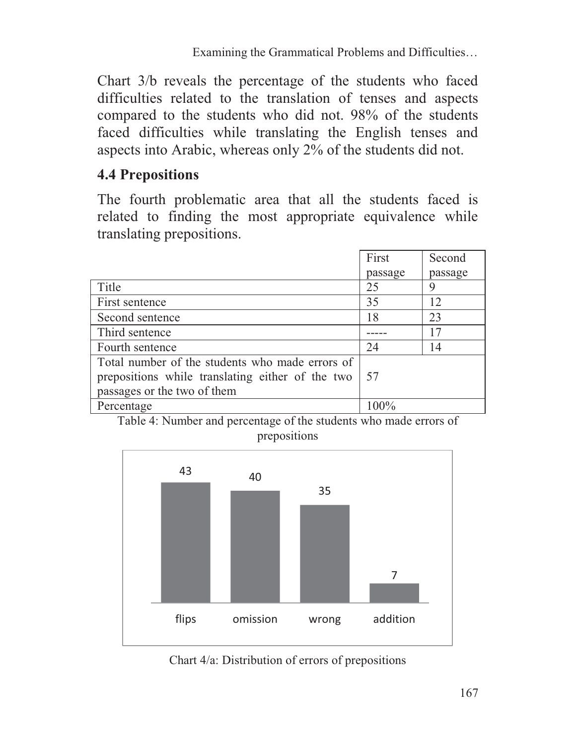Chart 3/b reveals the percentage of the students who faced difficulties related to the translation of tenses and aspects compared to the students who did not. 98% of the students faced difficulties while translating the English tenses and aspects into Arabic, whereas only 2% of the students did not.

### 4.4 Prepositions

The fourth problematic area that all the students faced is related to finding the most appropriate equivalence while translating prepositions.

| | First passage | Second passage |
|---|---|---|
| Title | 25 | 9 |
| First sentence | 35 | 12 |
| Second sentence | 18 | 23 |
| Third sentence | ----- | 17 |
| Fourth sentence | 24 | 14 |
| Total number of the students who made errors of prepositions while translating either of the two passages or the two of them | 57 | |
| Percentage | 100% | |

Table 4: Number and percentage of the students who made errors of prepositions

| flips | omission | wrong | addition |
|---|---|---|---|
| 43 | 40 | 35 | 7 |

Chart 4/a: Distribution of errors of prepositions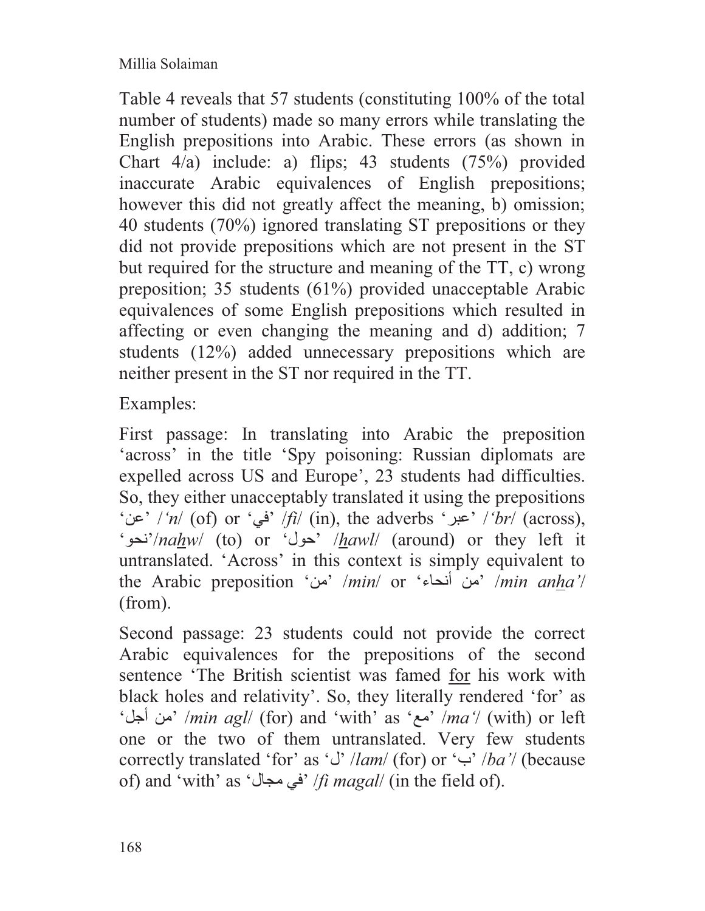Table 4 reveals that 57 students (constituting 100% of the total number of students) made so many errors while translating the English prepositions into Arabic. These errors (as shown in Chart 4/a) include: a) flips; 43 students (75%) provided inaccurate Arabic equivalences of English prepositions; however this did not greatly affect the meaning, b) omission; 40 students (70%) ignored translating ST prepositions or they did not provide prepositions which are not present in the ST but required for the structure and meaning of the TT, c) wrong preposition; 35 students (61%) provided unacceptable Arabic equivalences of some English prepositions which resulted in affecting or even changing the meaning and d) addition; 7 students (12%) added unnecessary prepositions which are neither present in the ST nor required in the TT.

Examples:

First passage: In translating into Arabic the preposition 'across' in the title 'Spy poisoning: Russian diplomats are expelled across US and Europe', 23 students had difficulties. So, they either unacceptably translated it using the prepositions 'عن' /*'n*/ (of) or 'في' /*fi*/ (in), the adverbs 'عبر' /*'br*/ (across), 'نحو'/*nahw*/ (to) or 'حول' /*hawl*/ (around) or they left it untranslated. 'Across' in this context is simply equivalent to the Arabic preposition 'من' /*min*/ or 'من أنحاء' /*min anha'*/ (from).

Second passage: 23 students could not provide the correct Arabic equivalences for the prepositions of the second sentence 'The British scientist was famed <u>for</u> his work with black holes and relativity'. So, they literally rendered 'for' as 'من أجل' /*min agl*/ (for) and 'with' as 'مع' /*ma'*/ (with) or left one or the two of them untranslated. Very few students correctly translated 'for' as 'ل' /*lam*/ (for) or 'ب' /*ba'*/ (because of) and 'with' as 'في مجال' /*fi magal*/ (in the field of).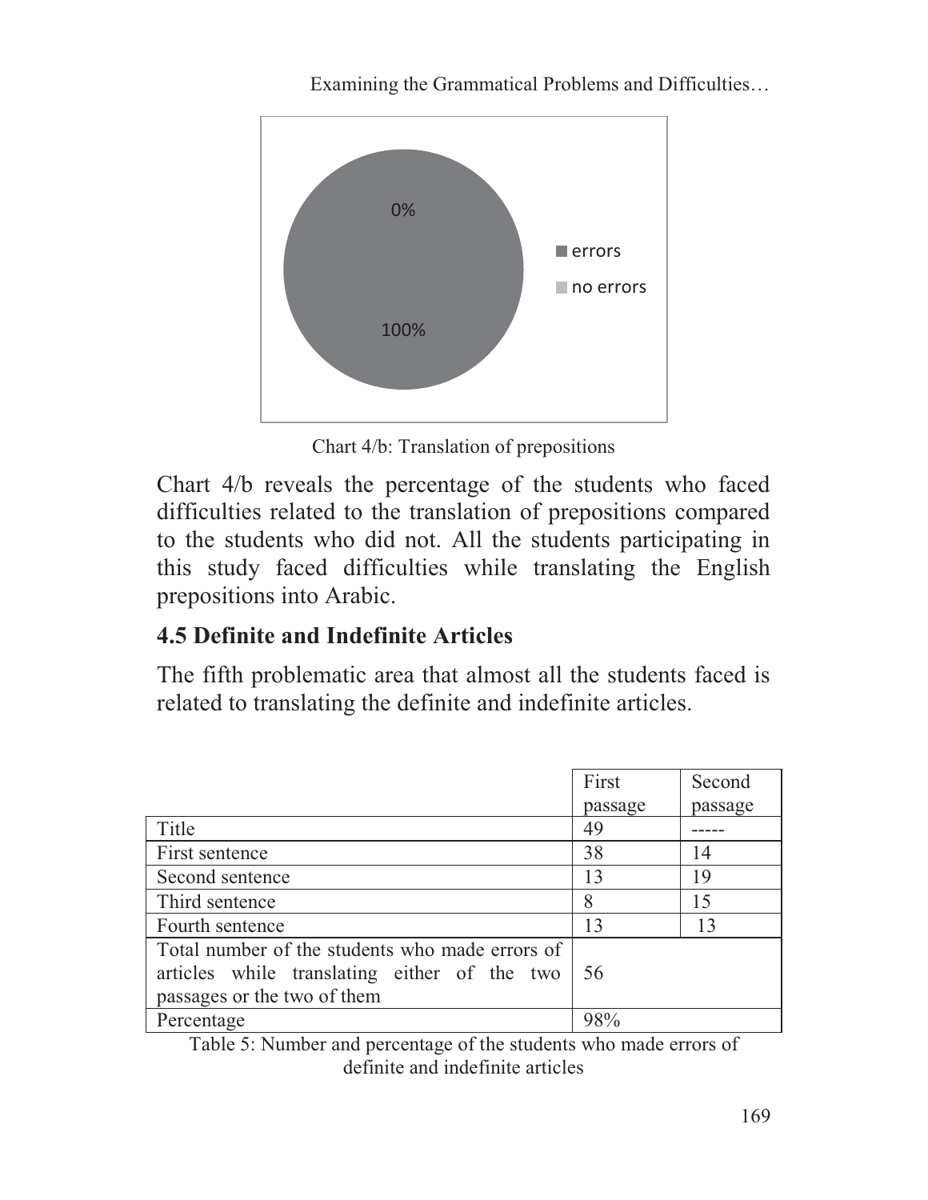Chart 4/b: Translation of prepositions

Chart 4/b reveals the percentage of the students who faced difficulties related to the translation of prepositions compared to the students who did not. All the students participating in this study faced difficulties while translating the English prepositions into Arabic.

### 4.5 Definite and Indefinite Articles

The fifth problematic area that almost all the students faced is related to translating the definite and indefinite articles.

| | First passage | Second passage |
|---|---|---|
| Title | 49 | ----- |
| First sentence | 38 | 14 |
| Second sentence | 13 | 19 |
| Third sentence | 8 | 15 |
| Fourth sentence | 13 | 13 |
| Total number of the students who made errors of articles while translating either of the two passages or the two of them | 56 | |
| Percentage | 98% | |

Table 5: Number and percentage of the students who made errors of definite and indefinite articles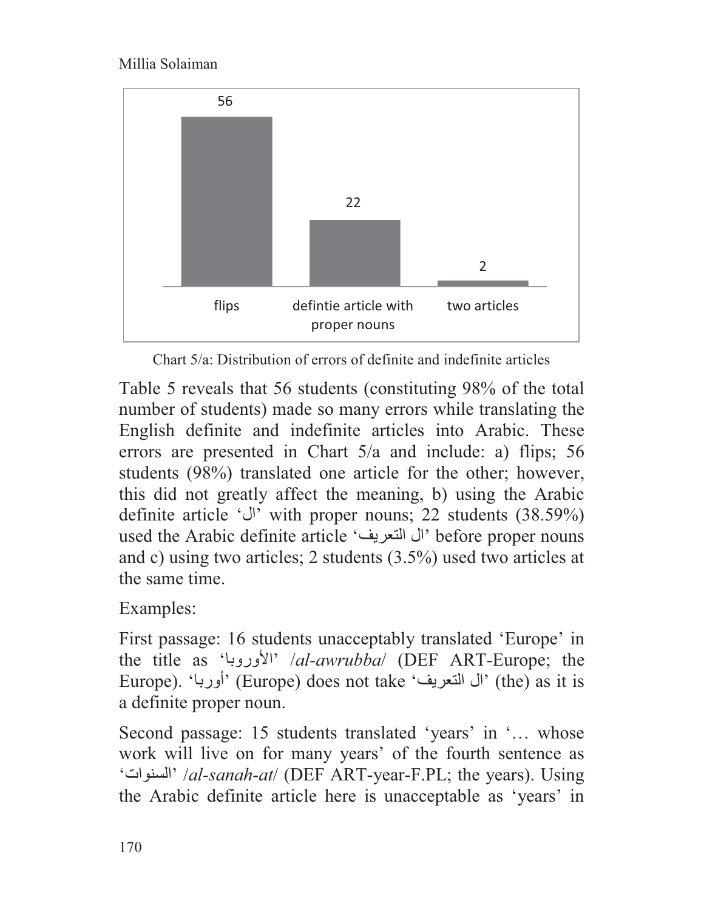| flips | defintie article with proper nouns | two articles |
|---|---|---|
| 56 | 22 | 2 |

Chart 5/a: Distribution of errors of definite and indefinite articles

Table 5 reveals that 56 students (constituting 98% of the total number of students) made so many errors while translating the English definite and indefinite articles into Arabic. These errors are presented in Chart 5/a and include: a) flips; 56 students (98%) translated one article for the other; however, this did not greatly affect the meaning, b) using the Arabic definite article 'ال' with proper nouns; 22 students (38.59%) used the Arabic definite article 'ال التعريف' before proper nouns and c) using two articles; 2 students (3.5%) used two articles at the same time.

Examples:

First passage: 16 students unacceptably translated 'Europe' in the title as 'الأوروبا' /*al-awrubba*/ (DEF ART-Europe; the Europe). 'أوربا' (Europe) does not take 'ال التعريف' (the) as it is a definite proper noun.

Second passage: 15 students translated 'years' in '… whose work will live on for many years' of the fourth sentence as 'السنوات' /*al-sanah-at*/ (DEF ART-year-F.PL; the years). Using the Arabic definite article here is unacceptable as 'years' in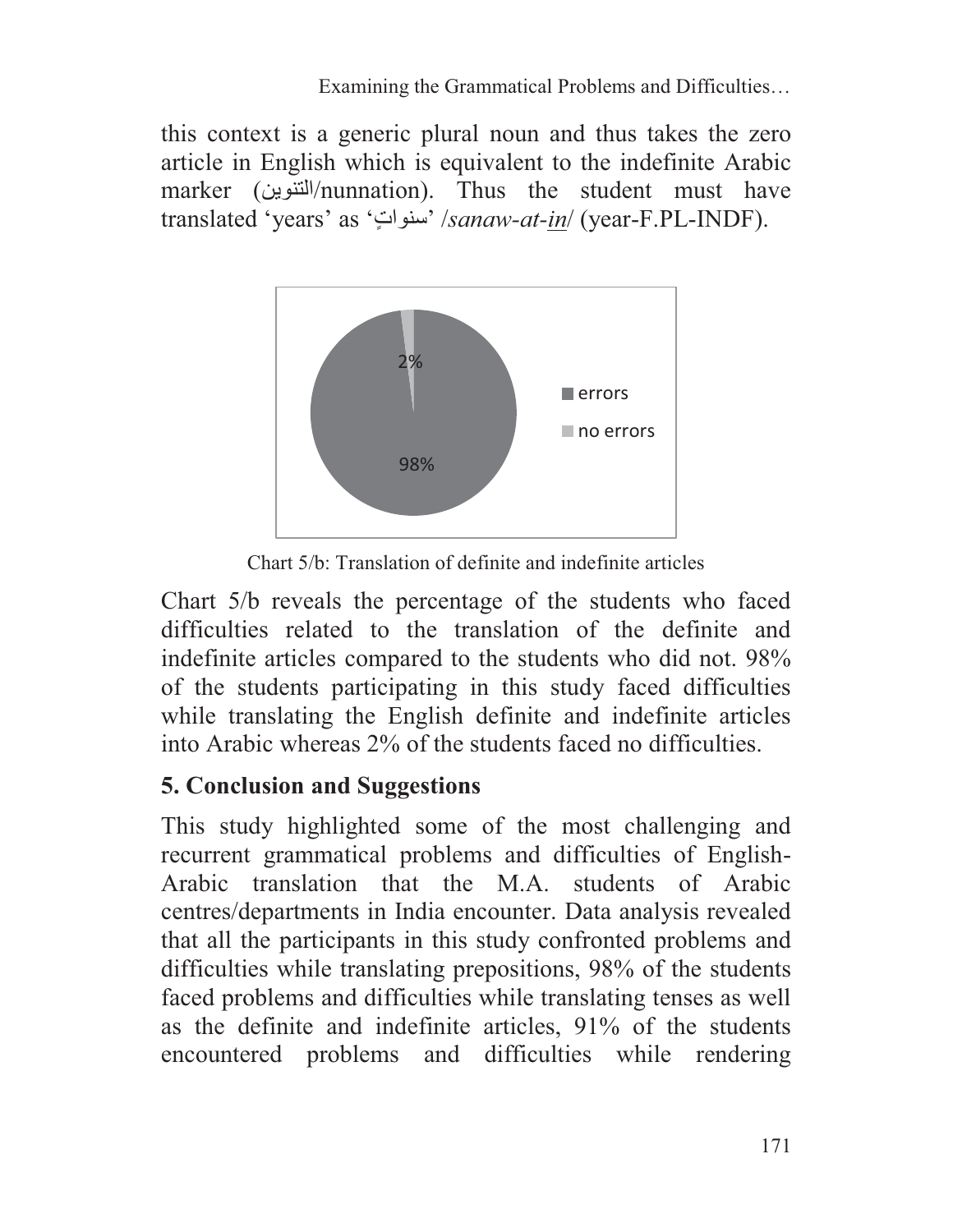this context is a generic plural noun and thus takes the zero article in English which is equivalent to the indefinite Arabic marker (التنوين/nunnation). Thus the student must have translated 'years' as 'سنواتٍ' /*sanaw-at-<u>in</u>*/ (year-F.PL-INDF).

Chart 5/b: Translation of definite and indefinite articles

Chart 5/b reveals the percentage of the students who faced difficulties related to the translation of the definite and indefinite articles compared to the students who did not. 98% of the students participating in this study faced difficulties while translating the English definite and indefinite articles into Arabic whereas 2% of the students faced no difficulties.

## 5. Conclusion and Suggestions

This study highlighted some of the most challenging and recurrent grammatical problems and difficulties of English-Arabic translation that the M.A. students of Arabic centres/departments in India encounter. Data analysis revealed that all the participants in this study confronted problems and difficulties while translating prepositions, 98% of the students faced problems and difficulties while translating tenses as well as the definite and indefinite articles, 91% of the students encountered problems and difficulties while rendering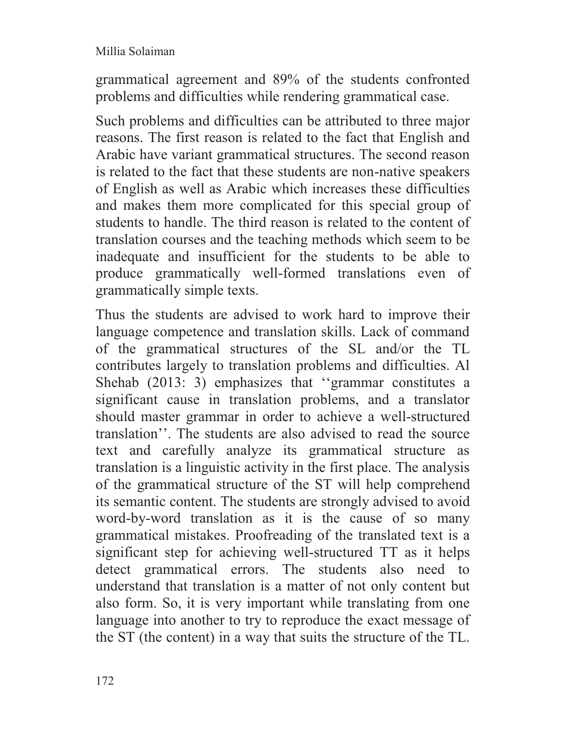grammatical agreement and 89% of the students confronted problems and difficulties while rendering grammatical case.

Such problems and difficulties can be attributed to three major reasons. The first reason is related to the fact that English and Arabic have variant grammatical structures. The second reason is related to the fact that these students are non-native speakers of English as well as Arabic which increases these difficulties and makes them more complicated for this special group of students to handle. The third reason is related to the content of translation courses and the teaching methods which seem to be inadequate and insufficient for the students to be able to produce grammatically well-formed translations even of grammatically simple texts.

Thus the students are advised to work hard to improve their language competence and translation skills. Lack of command of the grammatical structures of the SL and/or the TL contributes largely to translation problems and difficulties. Al Shehab (2013: 3) emphasizes that ''grammar constitutes a significant cause in translation problems, and a translator should master grammar in order to achieve a well-structured translation''. The students are also advised to read the source text and carefully analyze its grammatical structure as translation is a linguistic activity in the first place. The analysis of the grammatical structure of the ST will help comprehend its semantic content. The students are strongly advised to avoid word-by-word translation as it is the cause of so many grammatical mistakes. Proofreading of the translated text is a significant step for achieving well-structured TT as it helps detect grammatical errors. The students also need to understand that translation is a matter of not only content but also form. So, it is very important while translating from one language into another to try to reproduce the exact message of the ST (the content) in a way that suits the structure of the TL.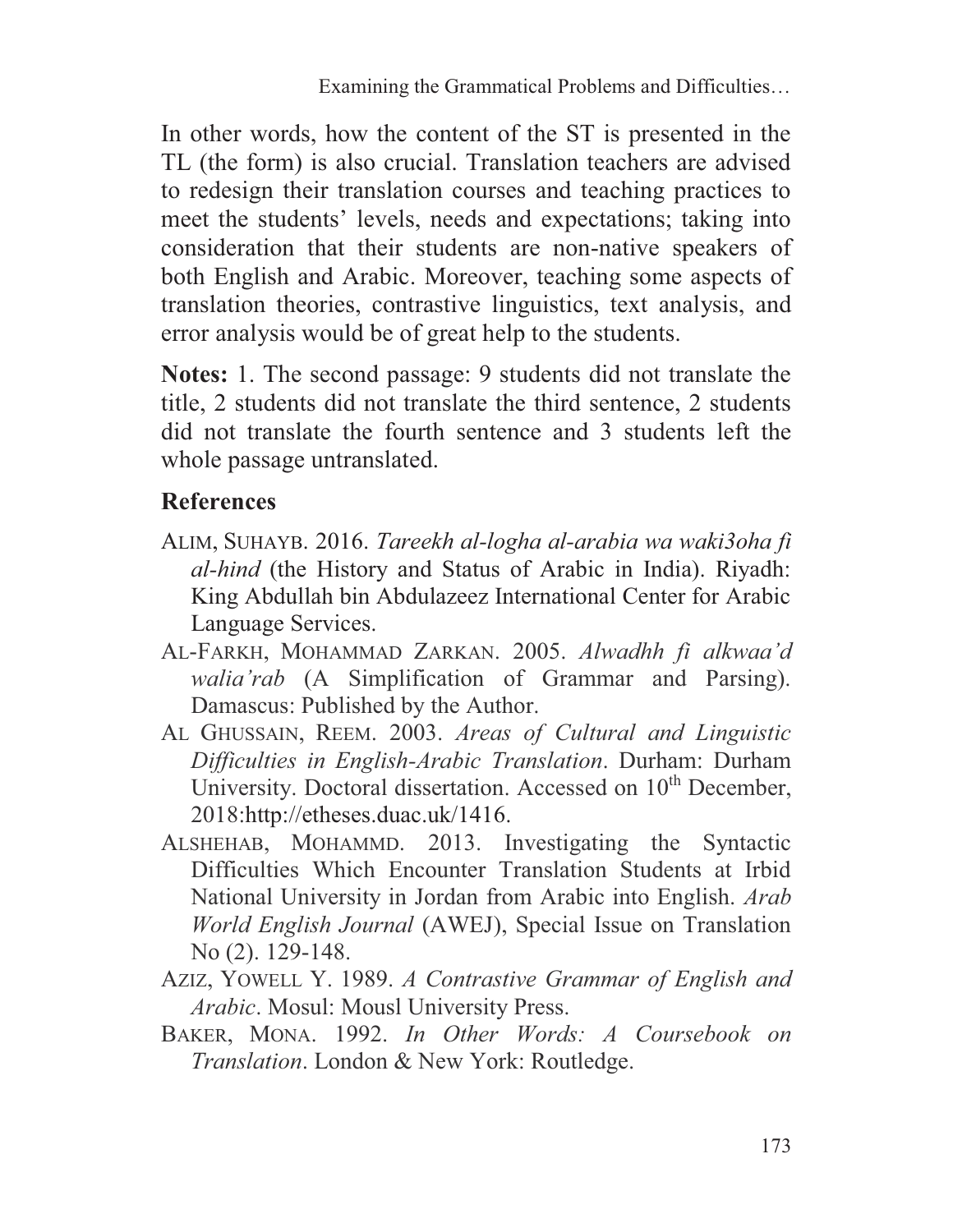In other words, how the content of the ST is presented in the TL (the form) is also crucial. Translation teachers are advised to redesign their translation courses and teaching practices to meet the students' levels, needs and expectations; taking into consideration that their students are non-native speakers of both English and Arabic. Moreover, teaching some aspects of translation theories, contrastive linguistics, text analysis, and error analysis would be of great help to the students.

**Notes:** 1. The second passage: 9 students did not translate the title, 2 students did not translate the third sentence, 2 students did not translate the fourth sentence and 3 students left the whole passage untranslated.

## References

ALIM, SUHAYB. 2016. *Tareekh al-logha al-arabia wa waki3oha fi al-hind* (the History and Status of Arabic in India). Riyadh: King Abdullah bin Abdulazeez International Center for Arabic Language Services.

AL-FARKH, MOHAMMAD ZARKAN. 2005. *Alwadhh fi alkwaa'd walia'rab* (A Simplification of Grammar and Parsing). Damascus: Published by the Author.

AL GHUSSAIN, REEM. 2003. *Areas of Cultural and Linguistic Difficulties in English-Arabic Translation*. Durham: Durham University. Doctoral dissertation. Accessed on 10th December, 2018:http://etheses.duac.uk/1416.

ALSHEHAB, MOHAMMD. 2013. Investigating the Syntactic Difficulties Which Encounter Translation Students at Irbid National University in Jordan from Arabic into English. *Arab World English Journal* (AWEJ), Special Issue on Translation No (2). 129-148.

AZIZ, YOWELL Y. 1989. *A Contrastive Grammar of English and Arabic*. Mosul: Mousl University Press.

BAKER, MONA. 1992. *In Other Words: A Coursebook on Translation*. London & New York: Routledge.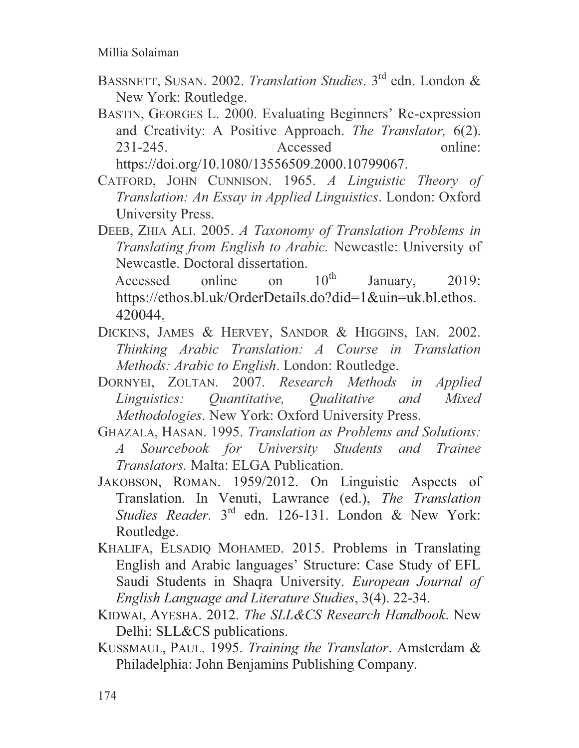BASSNETT, SUSAN. 2002. *Translation Studies*. 3rd edn. London & New York: Routledge.

BASTIN, GEORGES L. 2000. Evaluating Beginners' Re-expression and Creativity: A Positive Approach. *The Translator,* 6(2). 231-245. Accessed online: https://doi.org/10.1080/13556509.2000.10799067.

CATFORD, JOHN CUNNISON. 1965. *A Linguistic Theory of Translation: An Essay in Applied Linguistics*. London: Oxford University Press.

DEEB, ZHIA ALI. 2005. *A Taxonomy of Translation Problems in Translating from English to Arabic.* Newcastle: University of Newcastle. Doctoral dissertation. Accessed online on 10th January, 2019: https://ethos.bl.uk/OrderDetails.do?did=1&uin=uk.bl.ethos.420044.

DICKINS, JAMES & HERVEY, SANDOR & HIGGINS, IAN. 2002. *Thinking Arabic Translation: A Course in Translation Methods: Arabic to English*. London: Routledge.

DORNYEI, ZOLTAN. 2007. *Research Methods in Applied Linguistics: Quantitative, Qualitative and Mixed Methodologies*. New York: Oxford University Press.

GHAZALA, HASAN. 1995. *Translation as Problems and Solutions: A Sourcebook for University Students and Trainee Translators.* Malta: ELGA Publication.

JAKOBSON, ROMAN. 1959/2012. On Linguistic Aspects of Translation. In Venuti, Lawrance (ed.), *The Translation Studies Reader.* 3rd edn. 126-131. London & New York: Routledge.

KHALIFA, ELSADIQ MOHAMED. 2015. Problems in Translating English and Arabic languages' Structure: Case Study of EFL Saudi Students in Shaqra University. *European Journal of English Language and Literature Studies*, 3(4). 22-34.

KIDWAI, AYESHA. 2012. *The SLL&CS Research Handbook*. New Delhi: SLL&CS publications.

KUSSMAUL, PAUL. 1995. *Training the Translator*. Amsterdam & Philadelphia: John Benjamins Publishing Company.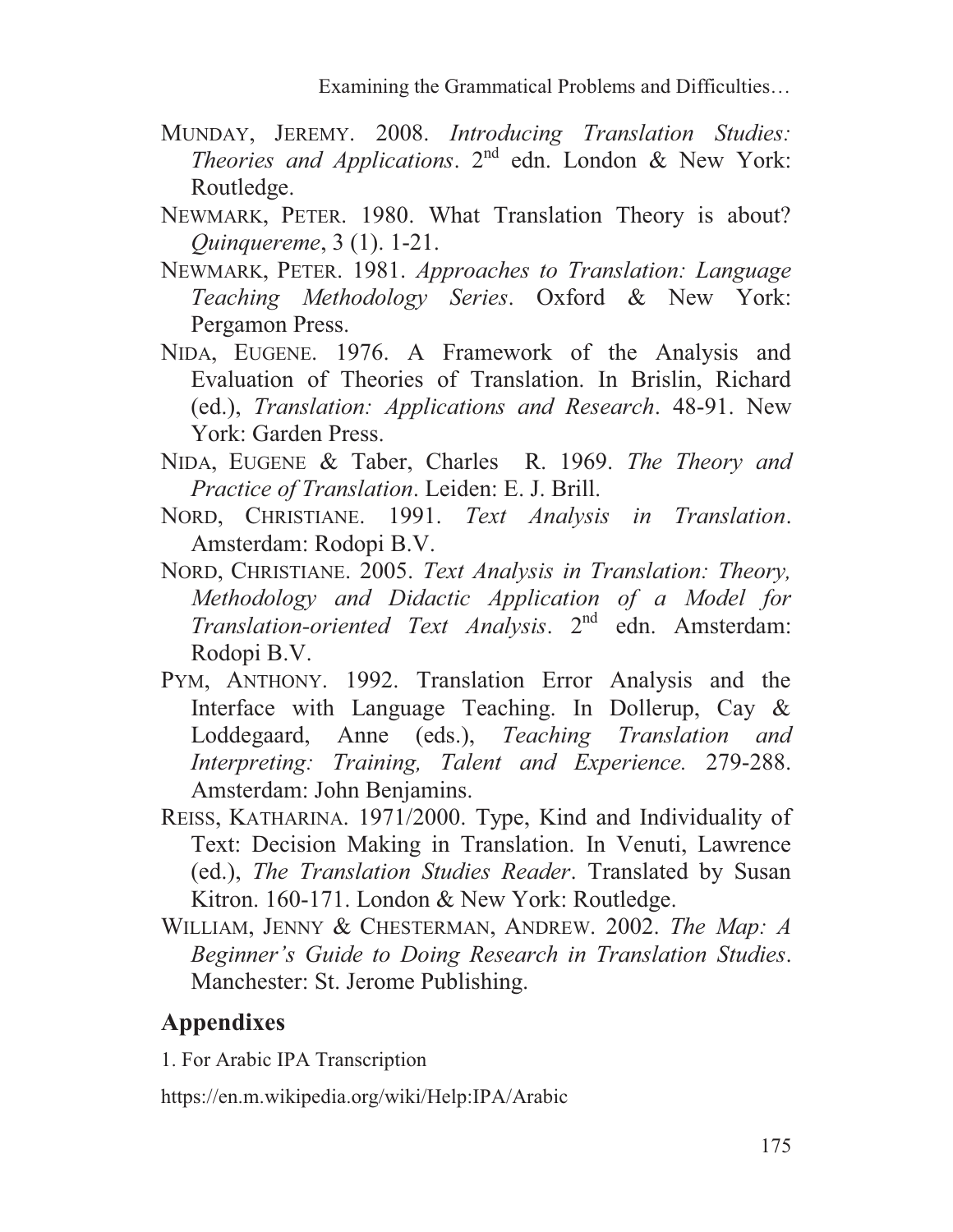MUNDAY, JEREMY. 2008. *Introducing Translation Studies: Theories and Applications*. 2nd edn. London & New York: Routledge.

NEWMARK, PETER. 1980. What Translation Theory is about? *Quinquereme*, 3 (1). 1-21.

NEWMARK, PETER. 1981. *Approaches to Translation: Language Teaching Methodology Series*. Oxford & New York: Pergamon Press.

NIDA, EUGENE. 1976. A Framework of the Analysis and Evaluation of Theories of Translation. In Brislin, Richard (ed.), *Translation: Applications and Research*. 48-91. New York: Garden Press.

NIDA, EUGENE & Taber, Charles R. 1969. *The Theory and Practice of Translation*. Leiden: E. J. Brill.

NORD, CHRISTIANE. 1991. *Text Analysis in Translation*. Amsterdam: Rodopi B.V.

NORD, CHRISTIANE. 2005. *Text Analysis in Translation: Theory, Methodology and Didactic Application of a Model for Translation-oriented Text Analysis*. 2nd edn. Amsterdam: Rodopi B.V.

PYM, ANTHONY. 1992. Translation Error Analysis and the Interface with Language Teaching. In Dollerup, Cay & Loddegaard, Anne (eds.), *Teaching Translation and Interpreting: Training, Talent and Experience.* 279-288. Amsterdam: John Benjamins.

REISS, KATHARINA. 1971/2000. Type, Kind and Individuality of Text: Decision Making in Translation. In Venuti, Lawrence (ed.), *The Translation Studies Reader*. Translated by Susan Kitron. 160-171. London & New York: Routledge.

WILLIAM, JENNY & CHESTERMAN, ANDREW. 2002. *The Map: A Beginner's Guide to Doing Research in Translation Studies*. Manchester: St. Jerome Publishing.

## Appendixes

1. For Arabic IPA Transcription

https://en.m.wikipedia.org/wiki/Help:IPA/Arabic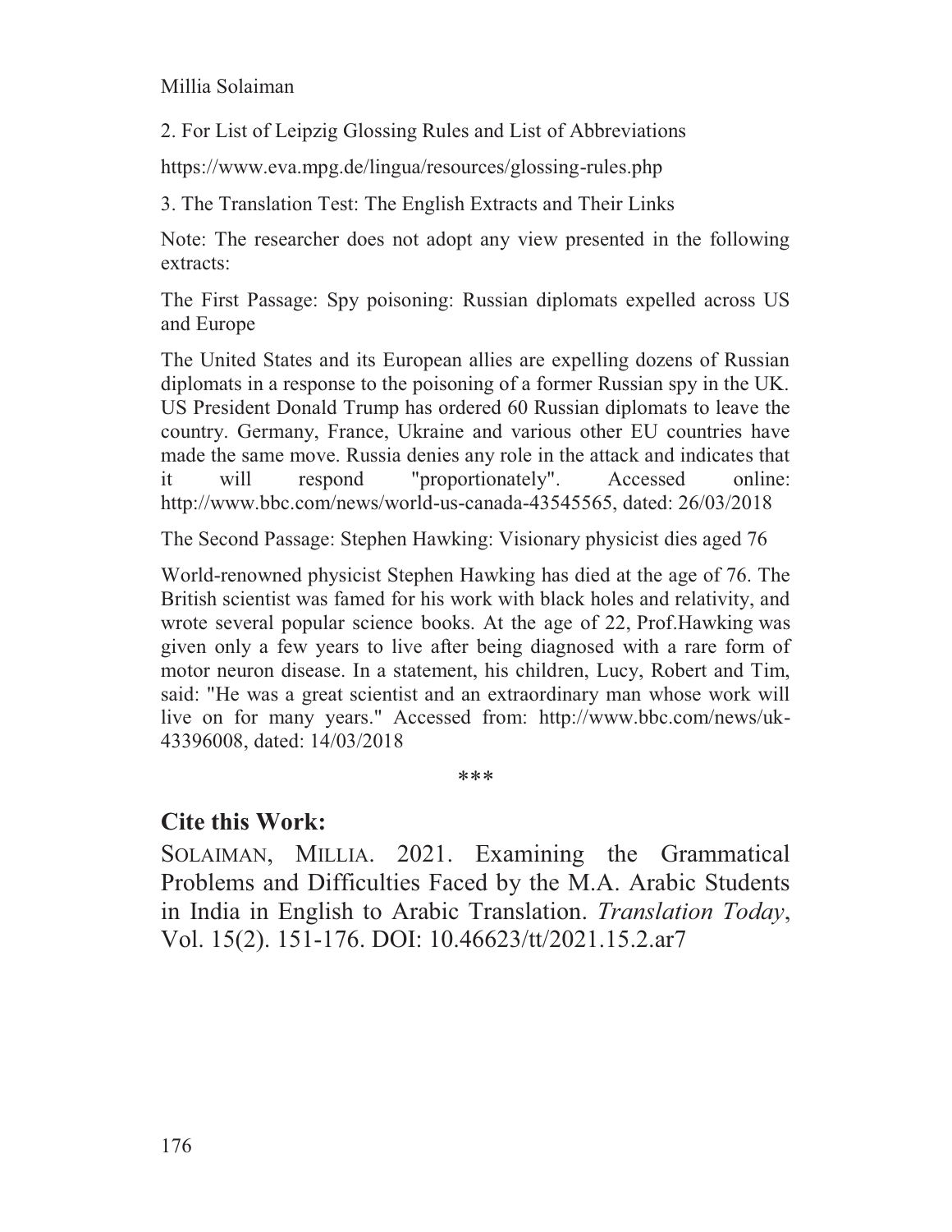2. For List of Leipzig Glossing Rules and List of Abbreviations

https://www.eva.mpg.de/lingua/resources/glossing-rules.php

3. The Translation Test: The English Extracts and Their Links

Note: The researcher does not adopt any view presented in the following extracts:

The First Passage: Spy poisoning: Russian diplomats expelled across US and Europe

The United States and its European allies are expelling dozens of Russian diplomats in a response to the poisoning of a former Russian spy in the UK. US President Donald Trump has ordered 60 Russian diplomats to leave the country. Germany, France, Ukraine and various other EU countries have made the same move. Russia denies any role in the attack and indicates that it will respond "proportionately". Accessed online: http://www.bbc.com/news/world-us-canada-43545565, dated: 26/03/2018

The Second Passage: Stephen Hawking: Visionary physicist dies aged 76

World-renowned physicist Stephen Hawking has died at the age of 76. The British scientist was famed for his work with black holes and relativity, and wrote several popular science books. At the age of 22, Prof.Hawking was given only a few years to live after being diagnosed with a rare form of motor neuron disease. In a statement, his children, Lucy, Robert and Tim, said: "He was a great scientist and an extraordinary man whose work will live on for many years." Accessed from: http://www.bbc.com/news/uk-43396008, dated: 14/03/2018

***

## Cite this Work:

SOLAIMAN, MILLIA. 2021. Examining the Grammatical Problems and Difficulties Faced by the M.A. Arabic Students in India in English to Arabic Translation. *Translation Today*, Vol. 15(2). 151-176. DOI: 10.46623/tt/2021.15.2.ar7